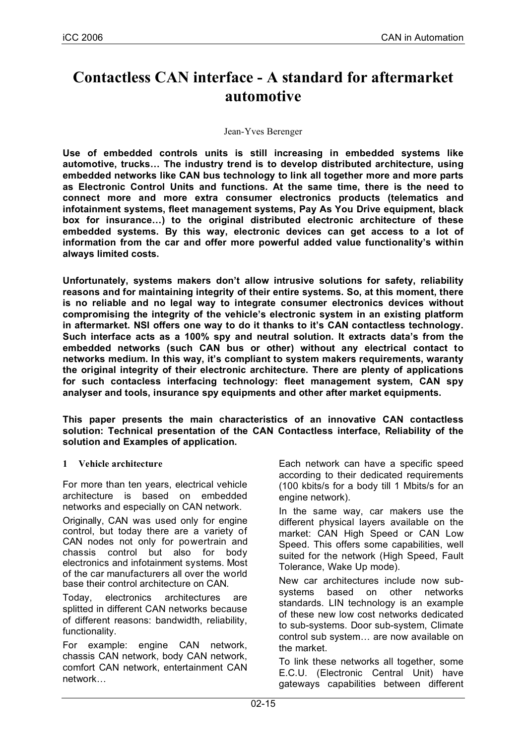# Contactless CAN interface - A standard for aftermarket automotive

Jean-Yves Berenger

**Use of embedded controls units is still increasing in embedded systems like automotive, trucks… The industry trend is to develop distributed architecture, using embedded networks like CAN bus technology to link all together more and more parts as Electronic Control Units and functions. At the same time, there is the need to connect more and more extra consumer electronics products (telematics and infotainment systems, fleet management systems, Pay As You Drive equipment, black box for insurance…) to the original distributed electronic architecture of these embedded systems. By this way, electronic devices can get access to a lot of information from the car and offer more powerful added value functionality's within always limited costs.**

**Unfortunately, systems makers don't allow intrusive solutions for safety, reliability reasons and for maintaining integrity of their entire systems. So, at this moment, there is no reliable and no legal way to integrate consumer electronics devices without compromising the integrity of the vehicle's electronic system in an existing platform in aftermarket. NSI offers one way to do it thanks to it's CAN contactless technology. Such interface acts as a 100% spy and neutral solution. It extracts data's from the embedded networks (such CAN bus or other) without any electrical contact to networks medium. In this way, it's compliant to system makers requirements, waranty the original integrity of their electronic architecture. There are plenty of applications for such contacless interfacing technology: fleet management system, CAN spy analyser and tools, insurance spy equipments and other after market equipments.**

**This paper presents the main characteristics of an innovative CAN contactless solution: Technical presentation of the CAN Contactless interface, Reliability of the solution and Examples of application.**

## 1 Vehicle architecture

For more than ten years, electrical vehicle architecture is based on embedded networks and especially on CAN network.

Originally, CAN was used only for engine control, but today there are a variety of CAN nodes not only for powertrain and chassis control but also for body electronics and infotainment systems. Most of the car manufacturers all over the world base their control architecture on CAN.

Today, electronics architectures are splitted in different CAN networks because of different reasons: bandwidth, reliability, functionality.

For example: engine CAN network, chassis CAN network, body CAN network, comfort CAN network, entertainment CAN network…

Each network can have a specific speed according to their dedicated requirements (100 kbits/s for a body till 1 Mbits/s for an engine network).

In the same way, car makers use the different physical layers available on the market: CAN High Speed or CAN Low Speed. This offers some capabilities, well suited for the network (High Speed, Fault Tolerance, Wake Up mode).

New car architectures include now sub-systems based on other networks standards. LIN technology is an example of these new low cost networks dedicated to sub-systems. Door sub-system, Climate control sub system… are now available on the market.

To link these networks all together, some E.C.U. (Electronic Central Unit) have gateways capabilities between different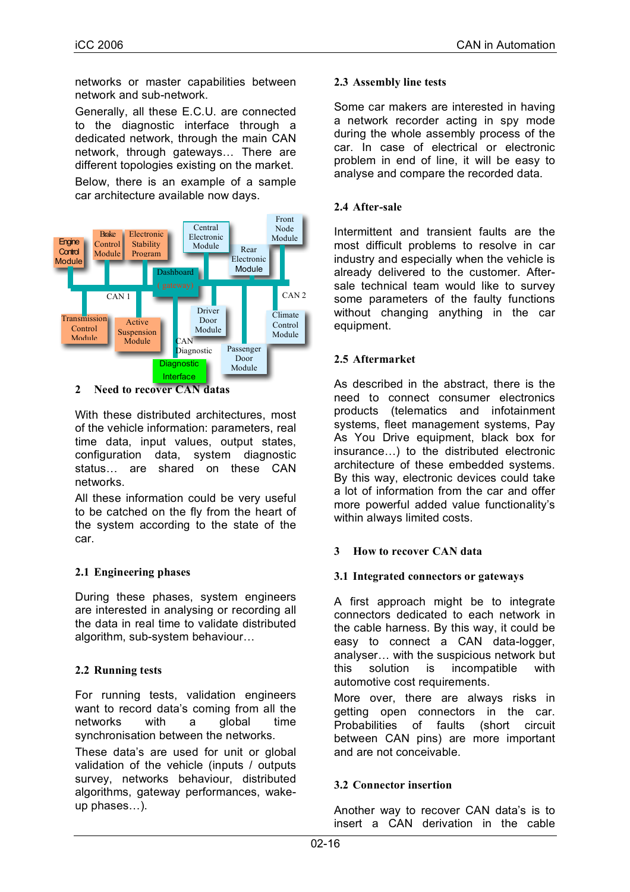networks or master capabilities between network and sub-network.

Generally, all these E.C.U. are connected to the diagnostic interface through a dedicated network, through the main CAN network, through gateways… There are different topologies existing on the market.

Below, there is an example of a sample car architecture available now days.

Engine Control Module
Brake Control Module
Electronic Stability Program
Central Electronic Module
Front Node Module
Rear Electronic Module
Dashboard (gateway)
CAN 1
CAN 2
Transmission Control Module
Active Suspension Module
Driver Door Module
Climate Control Module
CAN Diagnostic
Passenger Door Module
Diagnostic Interface

## 2 Need to recover CAN datas

With these distributed architectures, most of the vehicle information: parameters, real time data, input values, output states, configuration data, system diagnostic status… are shared on these CAN networks.

All these information could be very useful to be catched on the fly from the heart of the system according to the state of the car.

### 2.1 Engineering phases

During these phases, system engineers are interested in analysing or recording all the data in real time to validate distributed algorithm, sub-system behaviour…

### 2.2 Running tests

For running tests, validation engineers want to record data's coming from all the networks with a global time synchronisation between the networks.

These data's are used for unit or global validation of the vehicle (inputs / outputs survey, networks behaviour, distributed algorithms, gateway performances, wake-up phases…).

### 2.3 Assembly line tests

Some car makers are interested in having a network recorder acting in spy mode during the whole assembly process of the car. In case of electrical or electronic problem in end of line, it will be easy to analyse and compare the recorded data.

### 2.4 After-sale

Intermittent and transient faults are the most difficult problems to resolve in car industry and especially when the vehicle is already delivered to the customer. After-sale technical team would like to survey some parameters of the faulty functions without changing anything in the car equipment.

### 2.5 Aftermarket

As described in the abstract, there is the need to connect consumer electronics products (telematics and infotainment systems, fleet management systems, Pay As You Drive equipment, black box for insurance…) to the distributed electronic architecture of these embedded systems. By this way, electronic devices could take a lot of information from the car and offer more powerful added value functionality's within always limited costs.

## 3 How to recover CAN data

### 3.1 Integrated connectors or gateways

A first approach might be to integrate connectors dedicated to each network in the cable harness. By this way, it could be easy to connect a CAN data-logger, analyser… with the suspicious network but this solution is incompatible with automotive cost requirements.

More over, there are always risks in getting open connectors in the car. Probabilities of faults (short circuit between CAN pins) are more important and are not conceivable.

### 3.2 Connector insertion

Another way to recover CAN data's is to insert a CAN derivation in the cable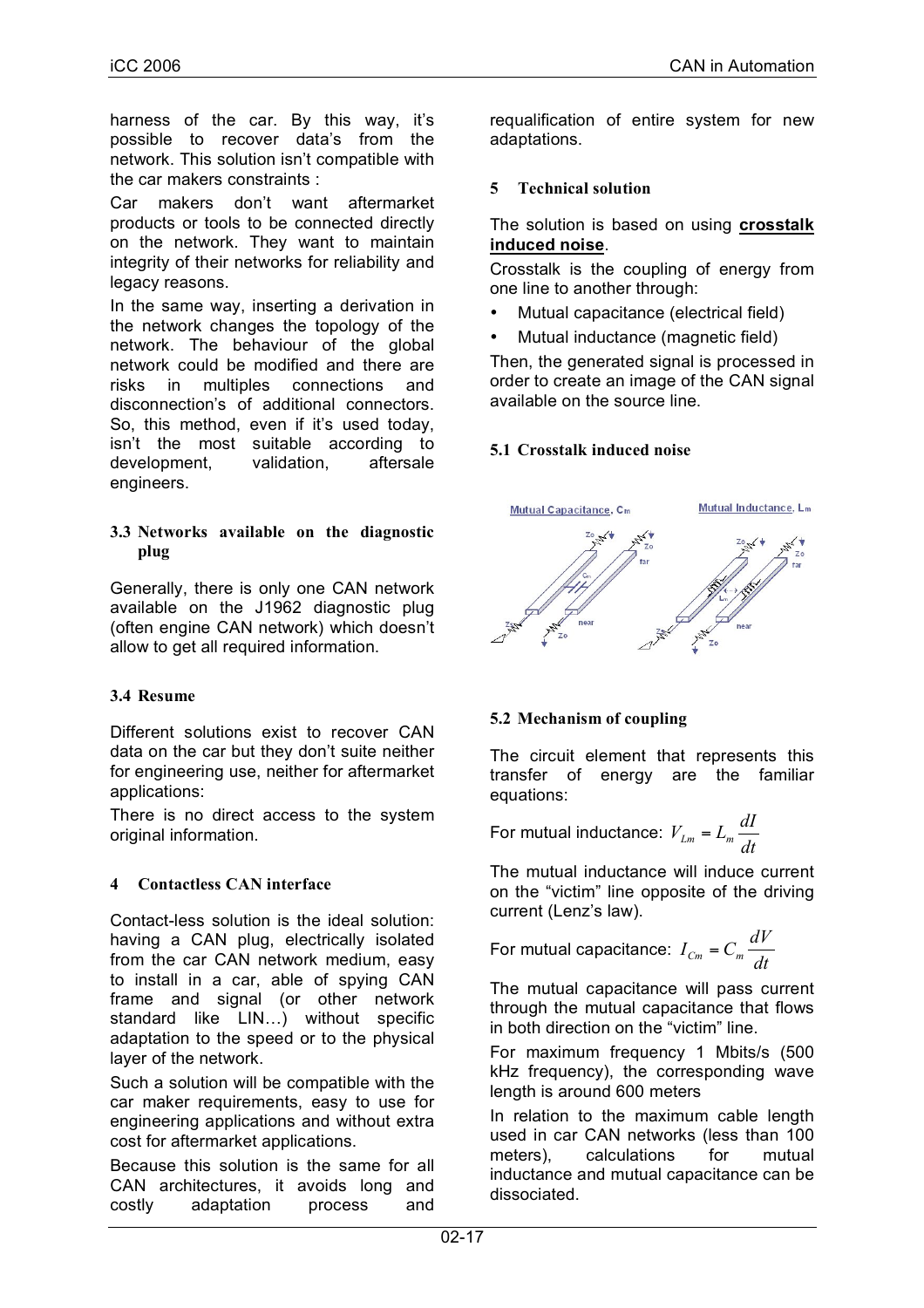harness of the car. By this way, it's possible to recover data's from the network. This solution isn't compatible with the car makers constraints :

Car makers don't want aftermarket products or tools to be connected directly on the network. They want to maintain integrity of their networks for reliability and legacy reasons.

In the same way, inserting a derivation in the network changes the topology of the network. The behaviour of the global network could be modified and there are risks in multiples connections and disconnection's of additional connectors. So, this method, even if it's used today, isn't the most suitable according to development, validation, aftersale engineers.

### 3.3 Networks available on the diagnostic plug

Generally, there is only one CAN network available on the J1962 diagnostic plug (often engine CAN network) which doesn't allow to get all required information.

### 3.4 Resume

Different solutions exist to recover CAN data on the car but they don't suite neither for engineering use, neither for aftermarket applications:

There is no direct access to the system original information.

## 4 Contactless CAN interface

Contact-less solution is the ideal solution: having a CAN plug, electrically isolated from the car CAN network medium, easy to install in a car, able of spying CAN frame and signal (or other network standard like LIN…) without specific adaptation to the speed or to the physical layer of the network.

Such a solution will be compatible with the car maker requirements, easy to use for engineering applications and without extra cost for aftermarket applications.

Because this solution is the same for all CAN architectures, it avoids long and costly adaptation process and requalification of entire system for new adaptations.

## 5 Technical solution

The solution is based on using **crosstalk induced noise**.

Crosstalk is the coupling of energy from one line to another through:

- Mutual capacitance (electrical field)
- Mutual inductance (magnetic field)

Then, the generated signal is processed in order to create an image of the CAN signal available on the source line.

### 5.1 Crosstalk induced noise

Mutual Capacitance, $C_m$

Mutual Inductance, $L_m$

Zo far near

### 5.2 Mechanism of coupling

The circuit element that represents this transfer of energy are the familiar equations:

For mutual inductance: $V_{Lm} = L_m \dfrac{dI}{dt}$

The mutual inductance will induce current on the "victim" line opposite of the driving current (Lenz's law).

For mutual capacitance: $I_{Cm} = C_m \dfrac{dV}{dt}$

The mutual capacitance will pass current through the mutual capacitance that flows in both direction on the "victim" line.

For maximum frequency 1 Mbits/s (500 kHz frequency), the corresponding wave length is around 600 meters

In relation to the maximum cable length used in car CAN networks (less than 100 meters), calculations for mutual inductance and mutual capacitance can be dissociated.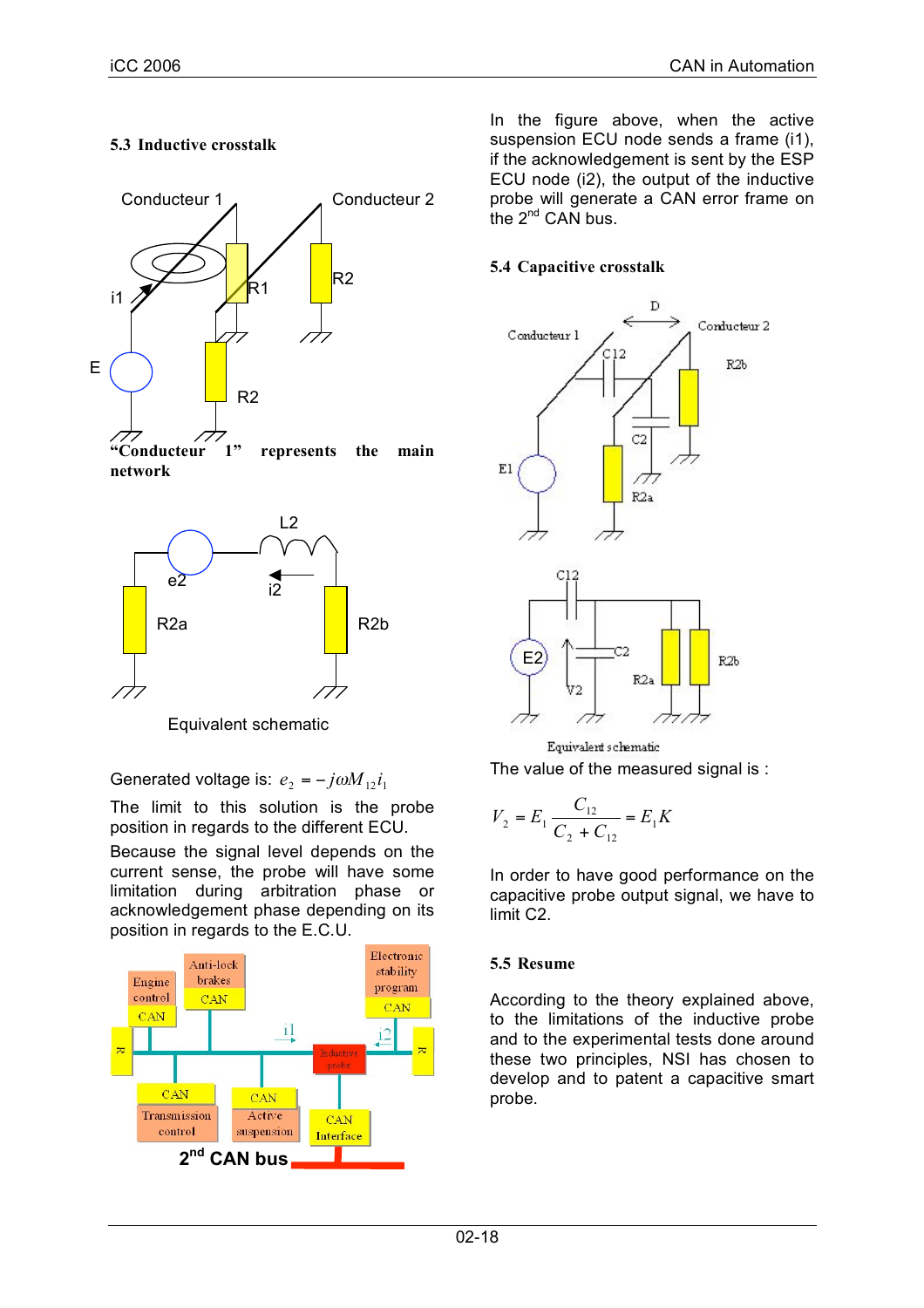### 5.3 Inductive crosstalk

Conducteur 1

Conducteur 2

i1

E

R1

R2

R2

**"Conducteur 1" represents the main network**

L2

e2

i2

R2a

R2b

Equivalent schematic

Generated voltage is: $e_2 = -j\omega M_{12} i_1$

The limit to this solution is the probe position in regards to the different ECU.

Because the signal level depends on the current sense, the probe will have some limitation during arbitration phase or acknowledgement phase depending on its position in regards to the E.C.U.

Engine control

CAN

Anti-lock brakes

CAN

Electronic stability program

CAN

R

i1

i2

Inductive probe

R

CAN

Transmission control

CAN

Active suspension

CAN

Interface

2nd CAN bus

In the figure above, when the active suspension ECU node sends a frame (i1), if the acknowledgement is sent by the ESP ECU node (i2), the output of the inductive probe will generate a CAN error frame on the 2nd CAN bus.

### 5.4 Capacitive crosstalk

D

Conducteur 1

Conducteur 2

C12

R2b

C2

E1

R2a

C12

E2

C2

V2

R2a

R2b

Equivalent schematic

The value of the measured signal is :

$$V_2 = E_1 \frac{C_{12}}{C_2 + C_{12}} = E_1 K$$

In order to have good performance on the capacitive probe output signal, we have to limit C2.

### 5.5 Resume

According to the theory explained above, to the limitations of the inductive probe and to the experimental tests done around these two principles, NSI has chosen to develop and to patent a capacitive smart probe.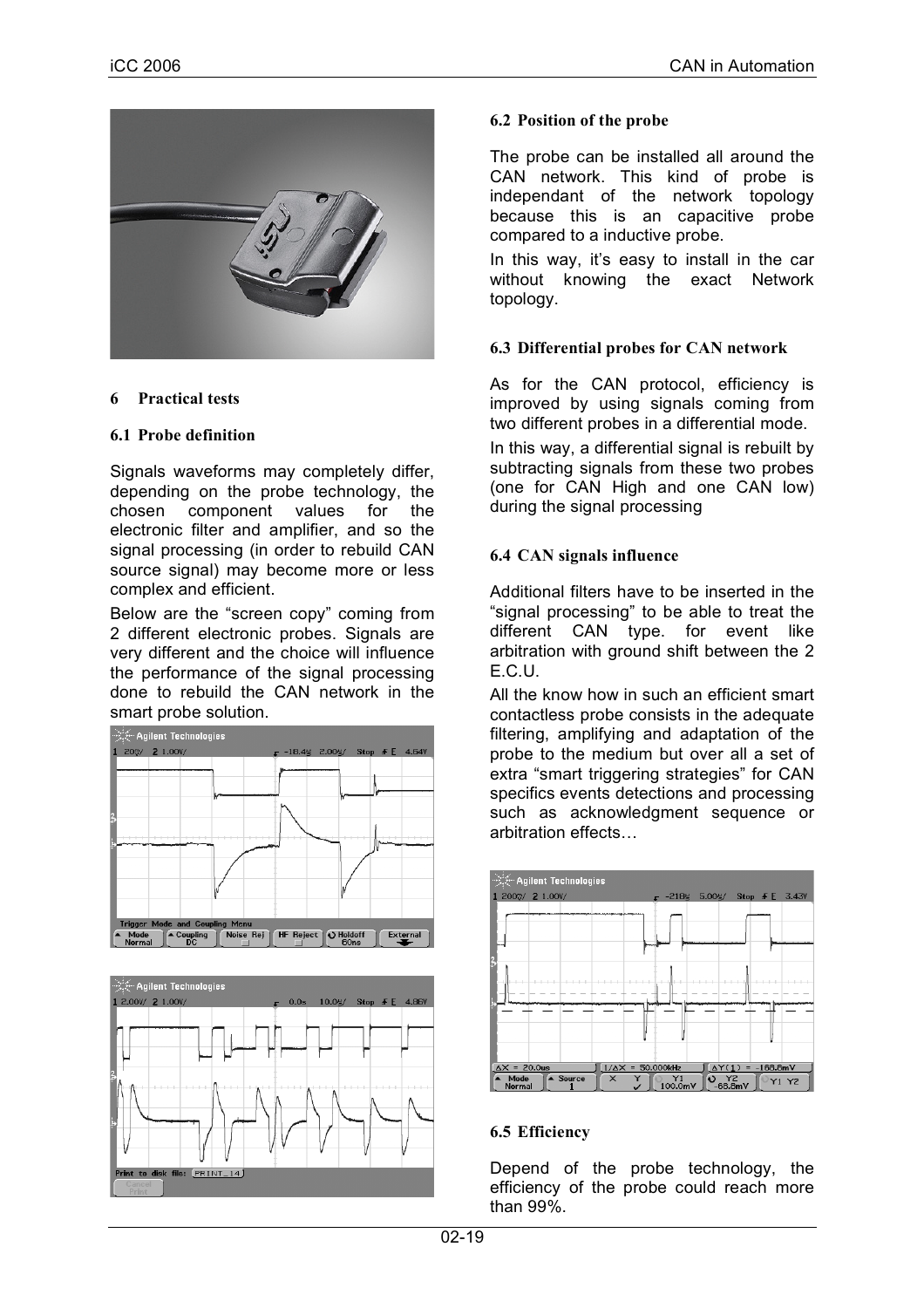## 6 Practical tests

### 6.1 Probe definition

Signals waveforms may completely differ, depending on the probe technology, the chosen component values for the electronic filter and amplifier, and so the signal processing (in order to rebuild CAN source signal) may become more or less complex and efficient.

Below are the "screen copy" coming from 2 different electronic probes. Signals are very different and the choice will influence the performance of the signal processing done to rebuild the CAN network in the smart probe solution.

### 6.2 Position of the probe

The probe can be installed all around the CAN network. This kind of probe is independant of the network topology because this is an capacitive probe compared to a inductive probe.

In this way, it's easy to install in the car without knowing the exact Network topology.

### 6.3 Differential probes for CAN network

As for the CAN protocol, efficiency is improved by using signals coming from two different probes in a differential mode.

In this way, a differential signal is rebuilt by subtracting signals from these two probes (one for CAN High and one CAN low) during the signal processing

### 6.4 CAN signals influence

Additional filters have to be inserted in the "signal processing" to be able to treat the different CAN type. for event like arbitration with ground shift between the 2 E.C.U.

All the know how in such an efficient smart contactless probe consists in the adequate filtering, amplifying and adaptation of the probe to the medium but over all a set of extra "smart triggering strategies" for CAN specifics events detections and processing such as acknowledgment sequence or arbitration effects…

### 6.5 Efficiency

Depend of the probe technology, the efficiency of the probe could reach more than 99%.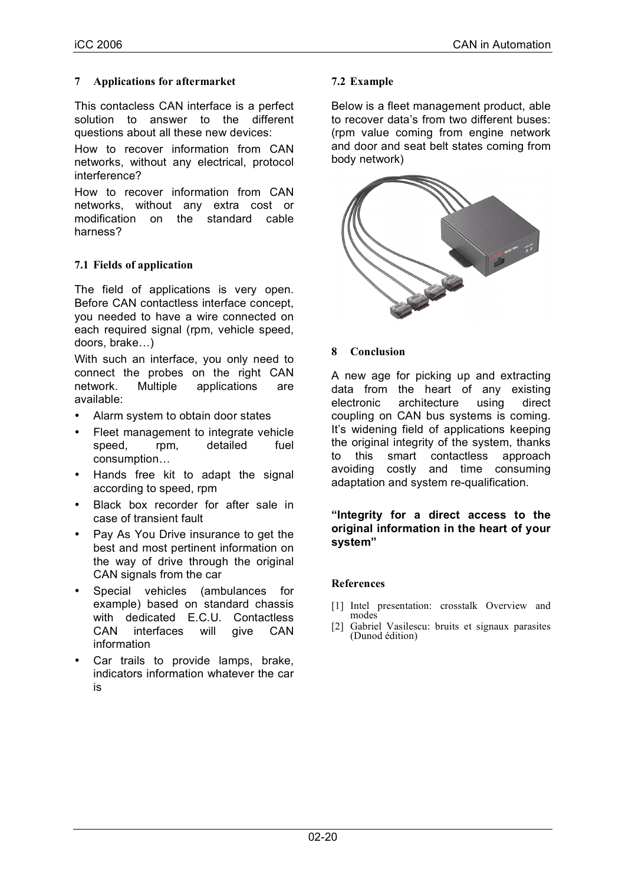## 7 Applications for aftermarket

This contaceless CAN interface is a perfect solution to answer to the different questions about all these new devices:

How to recover information from CAN networks, without any electrical, protocol interference?

How to recover information from CAN networks, without any extra cost or modification on the standard cable harness?

### 7.1 Fields of application

The field of applications is very open. Before CAN contactless interface concept, you needed to have a wire connected on each required signal (rpm, vehicle speed, doors, brake…)

With such an interface, you only need to connect the probes on the right CAN network. Multiple applications are available:

- Alarm system to obtain door states
- Fleet management to integrate vehicle speed, rpm, detailed fuel consumption…
- Hands free kit to adapt the signal according to speed, rpm
- Black box recorder for after sale in case of transient fault
- Pay As You Drive insurance to get the best and most pertinent information on the way of drive through the original CAN signals from the car
- Special vehicles (ambulances for example) based on standard chassis with dedicated E.C.U. Contactless CAN interfaces will give CAN information
- Car trails to provide lamps, brake, indicators information whatever the car is

### 7.2 Example

Below is a fleet management product, able to recover data's from two different buses: (rpm value coming from engine network and door and seat belt states coming from body network)

## 8 Conclusion

A new age for picking up and extracting data from the heart of any existing electronic architecture using direct coupling on CAN bus systems is coming. It's widening field of applications keeping the original integrity of the system, thanks to this smart contactless approach avoiding costly and time consuming adaptation and system re-qualification.

**"Integrity for a direct access to the original information in the heart of your system"**

## References

[1] Intel presentation: crosstalk Overview and modes

[2] Gabriel Vasilescu: bruits et signaux parasites (Dunod édition)